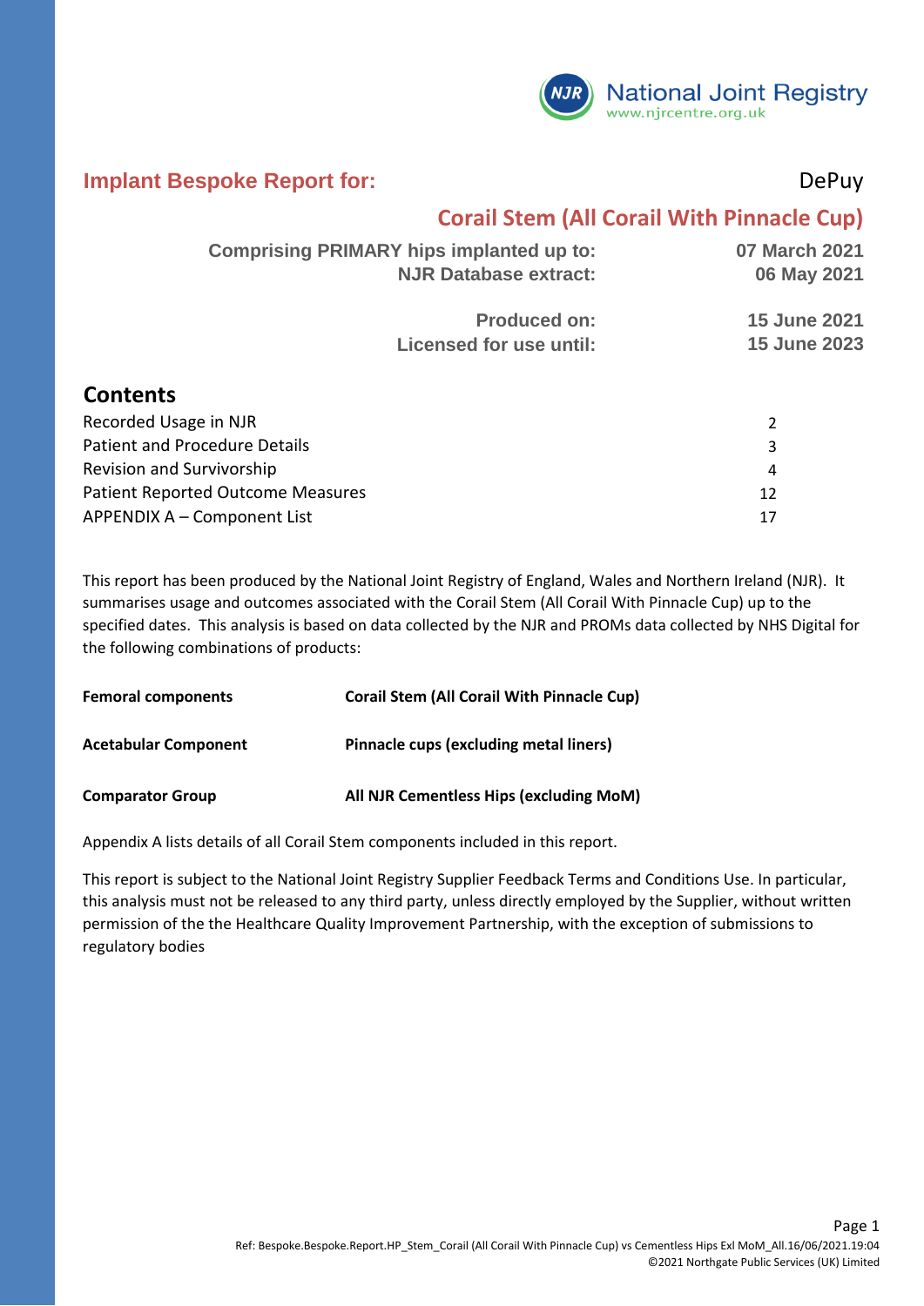National Joint Registry
www.njrcentre.org.uk

# Implant Bespoke Report for: DePuy

## Corail Stem (All Corail With Pinnacle Cup)

| | |
|---|---|
| **Comprising PRIMARY hips implanted up to:** | **07 March 2021** |
| **NJR Database extract:** | **06 May 2021** |
| **Produced on:** | **15 June 2021** |
| **Licensed for use until:** | **15 June 2023** |

## Contents

| | |
|---|---|
| Recorded Usage in NJR | 2 |
| Patient and Procedure Details | 3 |
| Revision and Survivorship | 4 |
| Patient Reported Outcome Measures | 12 |
| APPENDIX A – Component List | 17 |

This report has been produced by the National Joint Registry of England, Wales and Northern Ireland (NJR). It summarises usage and outcomes associated with the Corail Stem (All Corail With Pinnacle Cup) up to the specified dates. This analysis is based on data collected by the NJR and PROMs data collected by NHS Digital for the following combinations of products:

| | |
|---|---|
| **Femoral components** | **Corail Stem (All Corail With Pinnacle Cup)** |
| **Acetabular Component** | **Pinnacle cups (excluding metal liners)** |
| **Comparator Group** | **All NJR Cementless Hips (excluding MoM)** |

Appendix A lists details of all Corail Stem components included in this report.

This report is subject to the National Joint Registry Supplier Feedback Terms and Conditions Use. In particular, this analysis must not be released to any third party, unless directly employed by the Supplier, without written permission of the the Healthcare Quality Improvement Partnership, with the exception of submissions to regulatory bodies

Ref: Bespoke.Bespoke.Report.HP_Stem_Corail (All Corail With Pinnacle Cup) vs Cementless Hips Exl MoM_All.16/06/2021.19:04
©2021 Northgate Public Services (UK) Limited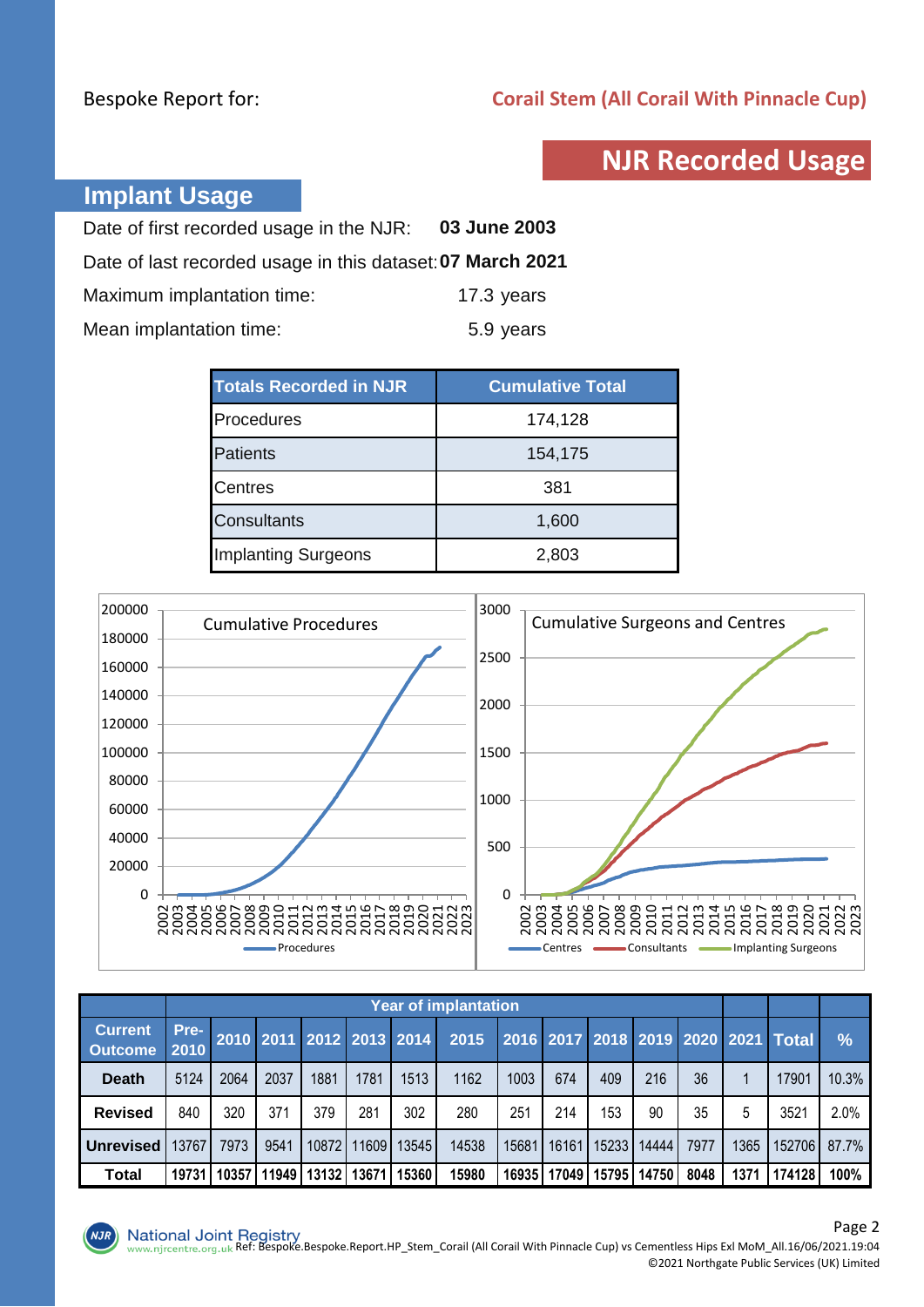Bespoke Report for: **Corail Stem (All Corail With Pinnacle Cup)**

# NJR Recorded Usage

## Implant Usage

Date of first recorded usage in the NJR: **03 June 2003**

Date of last recorded usage in this dataset: **07 March 2021**

Maximum implantation time: 17.3 years

Mean implantation time: 5.9 years

| Totals Recorded in NJR | Cumulative Total |
|---|---|
| Procedures | 174,128 |
| Patients | 154,175 |
| Centres | 381 |
| Consultants | 1,600 |
| Implanting Surgeons | 2,803 |

| | Year of implantation | | | | | | | | | | | | | | |
|---|---|---|---|---|---|---|---|---|---|---|---|---|---|---|---|
| **Current Outcome** | **Pre-2010** | **2010** | **2011** | **2012** | **2013** | **2014** | **2015** | **2016** | **2017** | **2018** | **2019** | **2020** | **2021** | **Total** | **%** |
| **Death** | 5124 | 2064 | 2037 | 1881 | 1781 | 1513 | 1162 | 1003 | 674 | 409 | 216 | 36 | 1 | 17901 | 10.3% |
| **Revised** | 840 | 320 | 371 | 379 | 281 | 302 | 280 | 251 | 214 | 153 | 90 | 35 | 5 | 3521 | 2.0% |
| **Unrevised** | 13767 | 7973 | 9541 | 10872 | 11609 | 13545 | 14538 | 15681 | 16161 | 15233 | 14444 | 7977 | 1365 | 152706 | 87.7% |
| **Total** | **19731** | **10357** | **11949** | **13132** | **13671** | **15360** | **15980** | **16935** | **17049** | **15795** | **14750** | **8048** | **1371** | **174128** | **100%** |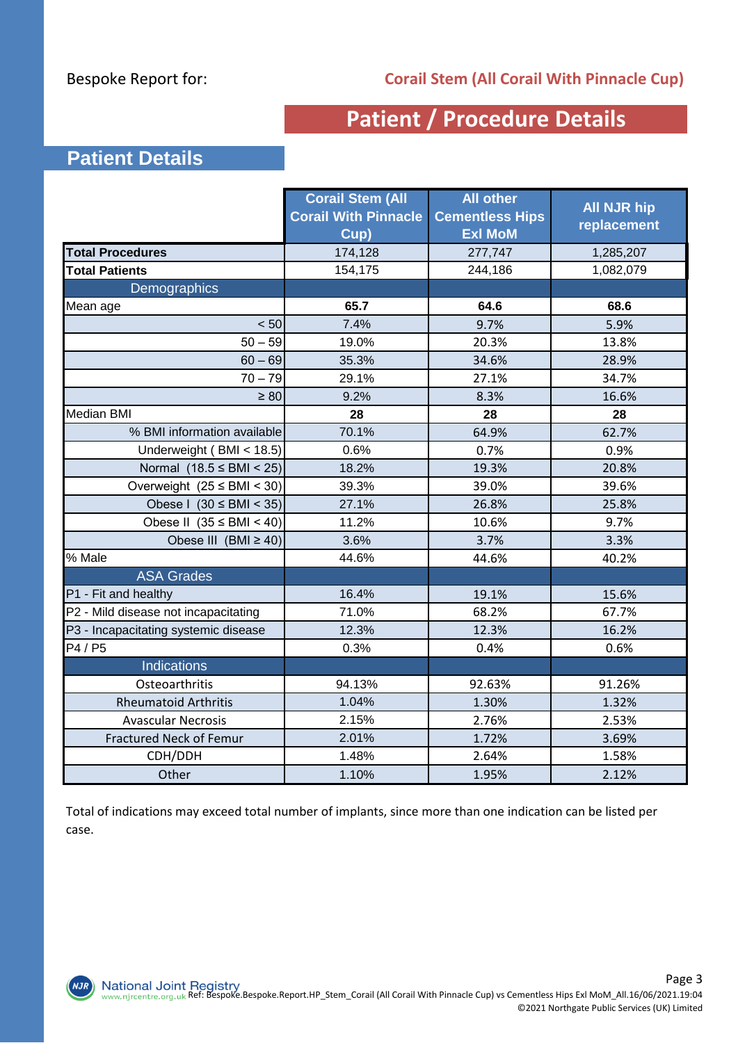Bespoke Report for: **Corail Stem (All Corail With Pinnacle Cup)**

# Patient / Procedure Details

## Patient Details

| | Corail Stem (All Corail With Pinnacle Cup) | All other Cementless Hips Exl MoM | All NJR hip replacement |
|---|---|---|---|
| **Total Procedures** | 174,128 | 277,747 | 1,285,207 |
| **Total Patients** | 154,175 | 244,186 | 1,082,079 |
| **Demographics** | | | |
| Mean age | **65.7** | **64.6** | **68.6** |
| < 50 | 7.4% | 9.7% | 5.9% |
| 50 – 59 | 19.0% | 20.3% | 13.8% |
| 60 – 69 | 35.3% | 34.6% | 28.9% |
| 70 – 79 | 29.1% | 27.1% | 34.7% |
| ≥ 80 | 9.2% | 8.3% | 16.6% |
| Median BMI | **28** | **28** | **28** |
| % BMI information available | 70.1% | 64.9% | 62.7% |
| Underweight ( BMI < 18.5) | 0.6% | 0.7% | 0.9% |
| Normal (18.5 ≤ BMI < 25) | 18.2% | 19.3% | 20.8% |
| Overweight (25 ≤ BMI < 30) | 39.3% | 39.0% | 39.6% |
| Obese I (30 ≤ BMI < 35) | 27.1% | 26.8% | 25.8% |
| Obese II (35 ≤ BMI < 40) | 11.2% | 10.6% | 9.7% |
| Obese III (BMI ≥ 40) | 3.6% | 3.7% | 3.3% |
| % Male | 44.6% | 44.6% | 40.2% |
| **ASA Grades** | | | |
| P1 - Fit and healthy | 16.4% | 19.1% | 15.6% |
| P2 - Mild disease not incapacitating | 71.0% | 68.2% | 67.7% |
| P3 - Incapacitating systemic disease | 12.3% | 12.3% | 16.2% |
| P4 / P5 | 0.3% | 0.4% | 0.6% |
| **Indications** | | | |
| Osteoarthritis | 94.13% | 92.63% | 91.26% |
| Rheumatoid Arthritis | 1.04% | 1.30% | 1.32% |
| Avascular Necrosis | 2.15% | 2.76% | 2.53% |
| Fractured Neck of Femur | 2.01% | 1.72% | 3.69% |
| CDH/DDH | 1.48% | 2.64% | 1.58% |
| Other | 1.10% | 1.95% | 2.12% |

Total of indications may exceed total number of implants, since more than one indication can be listed per case.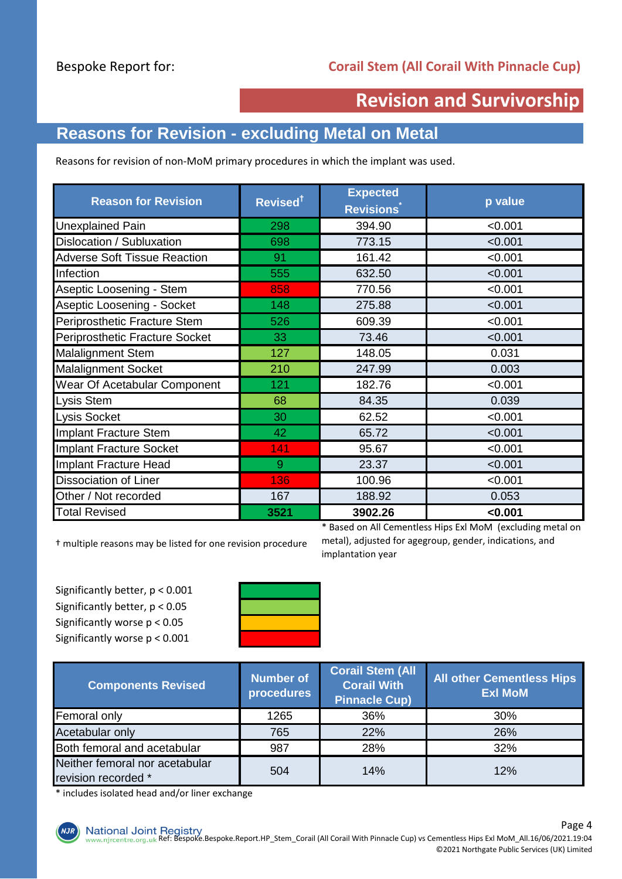Bespoke Report for: **Corail Stem (All Corail With Pinnacle Cup)**

# Revision and Survivorship

## Reasons for Revision - excluding Metal on Metal

Reasons for revision of non-MoM primary procedures in which the implant was used.

| Reason for Revision | Revised† | Expected Revisions* | p value |
|---|---|---|---|
| Unexplained Pain | 298 | 394.90 | <0.001 |
| Dislocation / Subluxation | 698 | 773.15 | <0.001 |
| Adverse Soft Tissue Reaction | 91 | 161.42 | <0.001 |
| Infection | 555 | 632.50 | <0.001 |
| Aseptic Loosening - Stem | 858 | 770.56 | <0.001 |
| Aseptic Loosening - Socket | 148 | 275.88 | <0.001 |
| Periprosthetic Fracture Stem | 526 | 609.39 | <0.001 |
| Periprosthetic Fracture Socket | 33 | 73.46 | <0.001 |
| Malalignment Stem | 127 | 148.05 | 0.031 |
| Malalignment Socket | 210 | 247.99 | 0.003 |
| Wear Of Acetabular Component | 121 | 182.76 | <0.001 |
| Lysis Stem | 68 | 84.35 | 0.039 |
| Lysis Socket | 30 | 62.52 | <0.001 |
| Implant Fracture Stem | 42 | 65.72 | <0.001 |
| Implant Fracture Socket | 141 | 95.67 | <0.001 |
| Implant Fracture Head | 9 | 23.37 | <0.001 |
| Dissociation of Liner | 136 | 100.96 | <0.001 |
| Other / Not recorded | 167 | 188.92 | 0.053 |
| **Total Revised** | **3521** | **3902.26** | **<0.001** |

† multiple reasons may be listed for one revision procedure

* Based on All Cementless Hips Exl MoM (excluding metal on metal), adjusted for agegroup, gender, indications, and implantation year

Significantly better, $p < 0.001$
Significantly better, $p < 0.05$
Significantly worse $p < 0.05$
Significantly worse $p < 0.001$

| Components Revised | Number of procedures | Corail Stem (All Corail With Pinnacle Cup) | All other Cementless Hips Exl MoM |
|---|---|---|---|
| Femoral only | 1265 | 36% | 30% |
| Acetabular only | 765 | 22% | 26% |
| Both femoral and acetabular | 987 | 28% | 32% |
| Neither femoral nor acetabular revision recorded * | 504 | 14% | 12% |

* includes isolated head and/or liner exchange

Ref: Bespoke.Bespoke.Report.HP_Stem_Corail (All Corail With Pinnacle Cup) vs Cementless Hips Exl MoM_All.16/06/2021.19:04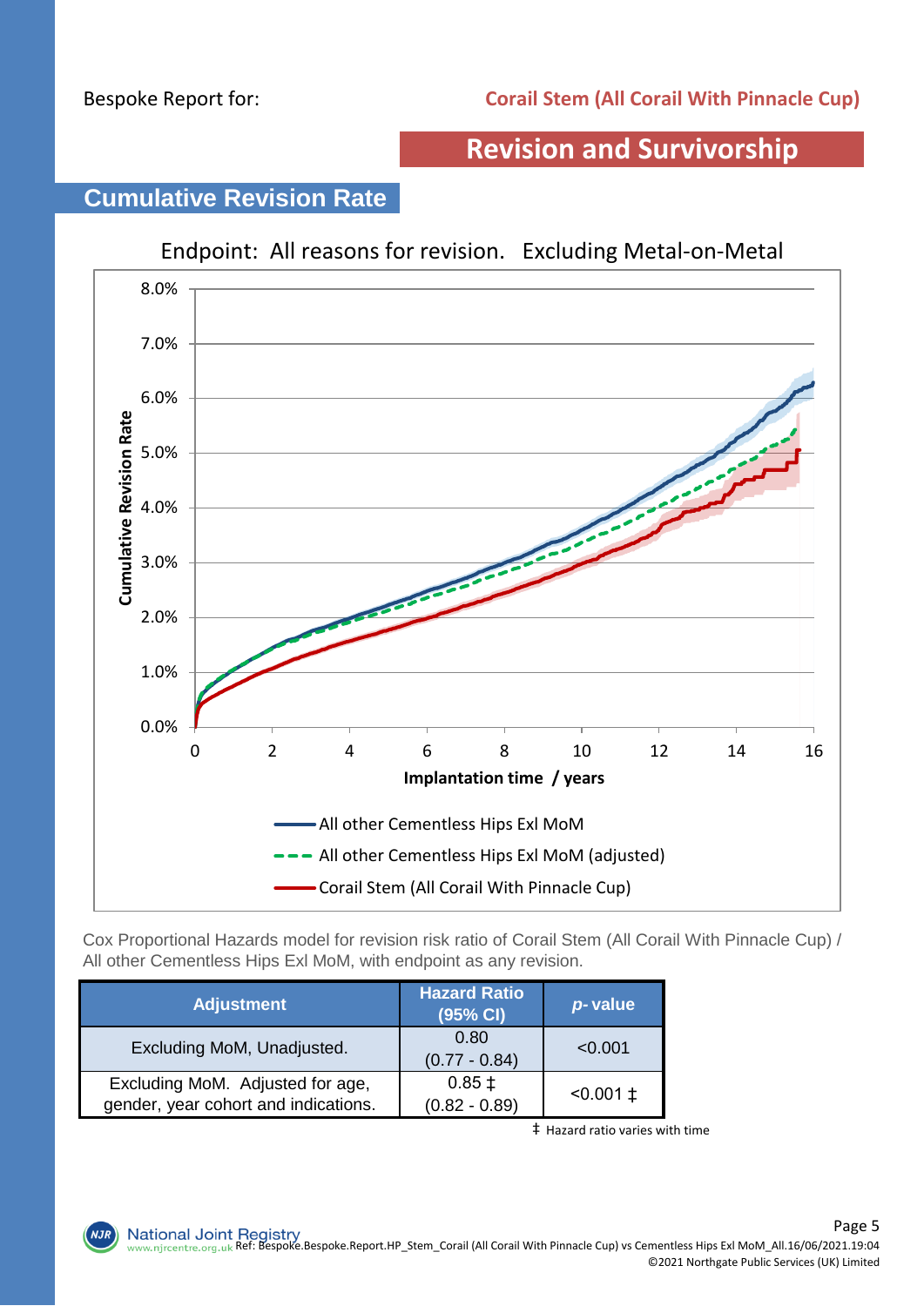Bespoke Report for: **Corail Stem (All Corail With Pinnacle Cup)**

# Revision and Survivorship

## Cumulative Revision Rate

Endpoint: All reasons for revision. Excluding Metal-on-Metal

Cumulative Revision Rate

8.0%
7.0%
6.0%
5.0%
4.0%
3.0%
2.0%
1.0%
0.0%

0 2 4 6 8 10 12 14 16

**Implantation time / years**

- All other Cementless Hips Exl MoM
- All other Cementless Hips Exl MoM (adjusted)
- Corail Stem (All Corail With Pinnacle Cup)

Cox Proportional Hazards model for revision risk ratio of Corail Stem (All Corail With Pinnacle Cup) / All other Cementless Hips Exl MoM, with endpoint as any revision.

| Adjustment | Hazard Ratio (95% CI) | *p*- value |
|---|---|---|
| Excluding MoM, Unadjusted. | 0.80 (0.77 - 0.84) | <0.001 |
| Excluding MoM. Adjusted for age, gender, year cohort and indications. | 0.85 ‡ (0.82 - 0.89) | <0.001 ‡ |

‡ Hazard ratio varies with time

National Joint Registry www.njrcentre.org.uk Ref: Bespoke.Bespoke.Report.HP_Stem_Corail (All Corail With Pinnacle Cup) vs Cementless Hips Exl MoM_All.16/06/2021.19:04

©2021 Northgate Public Services (UK) Limited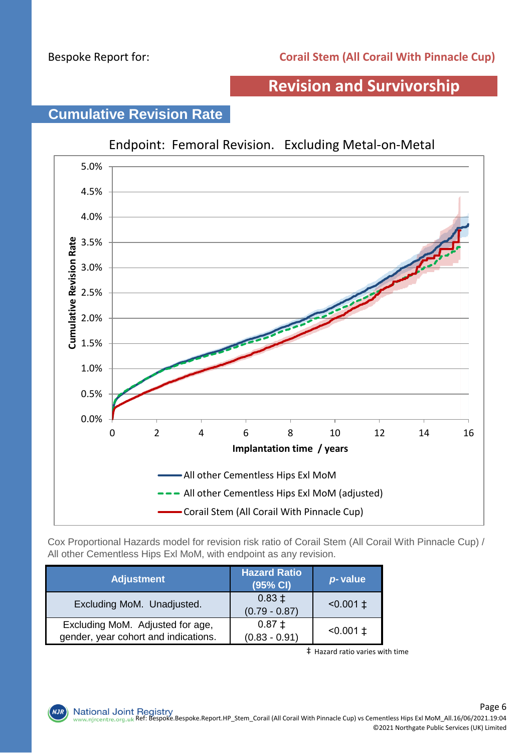Bespoke Report for: **Corail Stem (All Corail With Pinnacle Cup)**

## Revision and Survivorship

### Cumulative Revision Rate

Endpoint: Femoral Revision. Excluding Metal-on-Metal

Cox Proportional Hazards model for revision risk ratio of Corail Stem (All Corail With Pinnacle Cup) / All other Cementless Hips Exl MoM, with endpoint as any revision.

| Adjustment | Hazard Ratio (95% CI) | *p*- value |
|---|---|---|
| Excluding MoM. Unadjusted. | 0.83 ‡ (0.79 - 0.87) | <0.001 ‡ |
| Excluding MoM. Adjusted for age, gender, year cohort and indications. | 0.87 ‡ (0.83 - 0.91) | <0.001 ‡ |

‡ Hazard ratio varies with time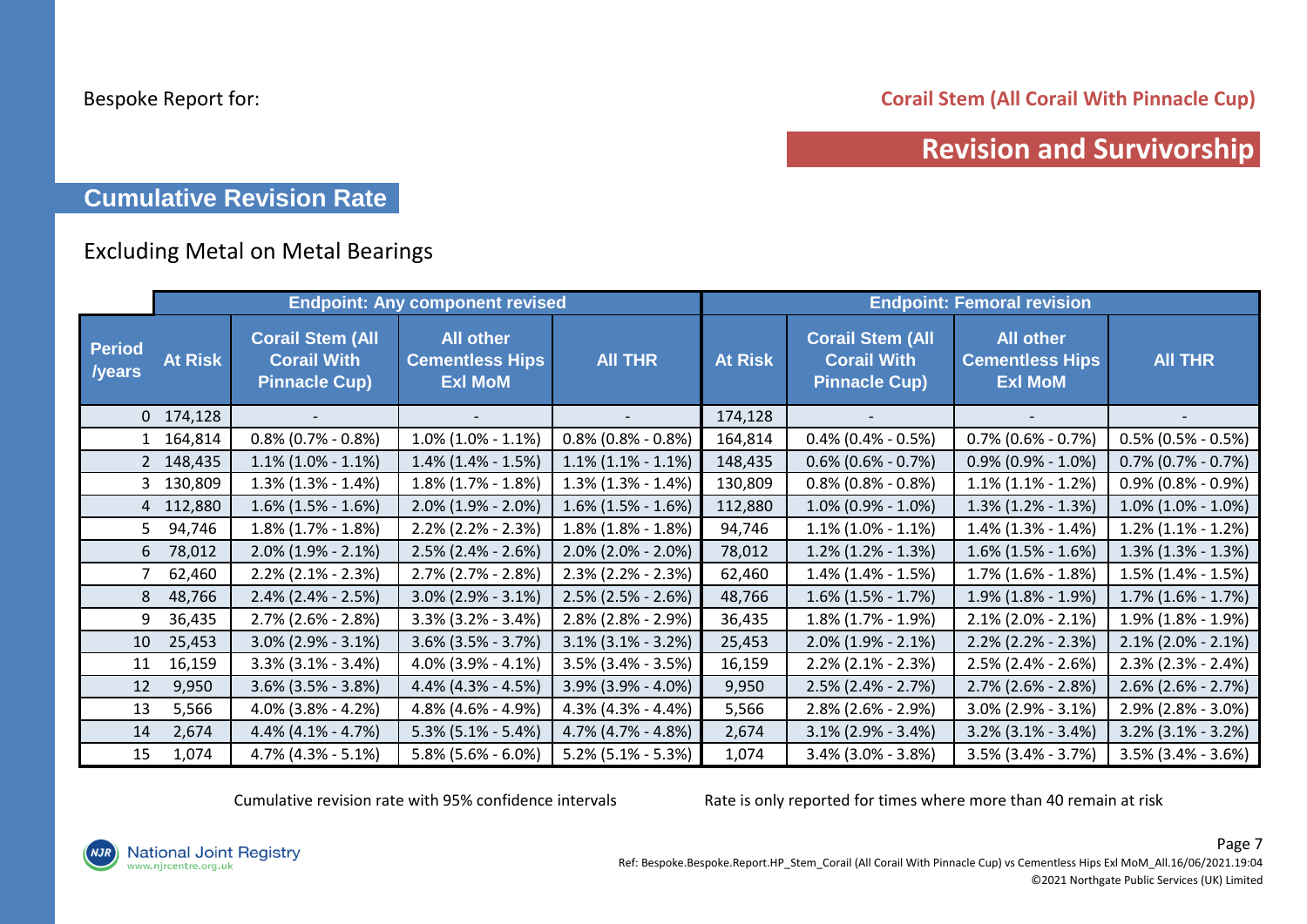Bespoke Report for: **Corail Stem (All Corail With Pinnacle Cup)**

## Revision and Survivorship

### Cumulative Revision Rate

Excluding Metal on Metal Bearings

| | Endpoint: Any component revised | | | | Endpoint: Femoral revision | | | |
|---|---|---|---|---|---|---|---|---|
| **Period /years** | **At Risk** | **Corail Stem (All Corail With Pinnacle Cup)** | **All other Cementless Hips Exl MoM** | **All THR** | **At Risk** | **Corail Stem (All Corail With Pinnacle Cup)** | **All other Cementless Hips Exl MoM** | **All THR** |
| 0 | 174,128 | - | - | - | 174,128 | - | - | - |
| 1 | 164,814 | 0.8% (0.7% - 0.8%) | 1.0% (1.0% - 1.1%) | 0.8% (0.8% - 0.8%) | 164,814 | 0.4% (0.4% - 0.5%) | 0.7% (0.6% - 0.7%) | 0.5% (0.5% - 0.5%) |
| 2 | 148,435 | 1.1% (1.0% - 1.1%) | 1.4% (1.4% - 1.5%) | 1.1% (1.1% - 1.1%) | 148,435 | 0.6% (0.6% - 0.7%) | 0.9% (0.9% - 1.0%) | 0.7% (0.7% - 0.7%) |
| 3 | 130,809 | 1.3% (1.3% - 1.4%) | 1.8% (1.7% - 1.8%) | 1.3% (1.3% - 1.4%) | 130,809 | 0.8% (0.8% - 0.8%) | 1.1% (1.1% - 1.2%) | 0.9% (0.8% - 0.9%) |
| 4 | 112,880 | 1.6% (1.5% - 1.6%) | 2.0% (1.9% - 2.0%) | 1.6% (1.5% - 1.6%) | 112,880 | 1.0% (0.9% - 1.0%) | 1.3% (1.2% - 1.3%) | 1.0% (1.0% - 1.0%) |
| 5 | 94,746 | 1.8% (1.7% - 1.8%) | 2.2% (2.2% - 2.3%) | 1.8% (1.8% - 1.8%) | 94,746 | 1.1% (1.0% - 1.1%) | 1.4% (1.3% - 1.4%) | 1.2% (1.1% - 1.2%) |
| 6 | 78,012 | 2.0% (1.9% - 2.1%) | 2.5% (2.4% - 2.6%) | 2.0% (2.0% - 2.0%) | 78,012 | 1.2% (1.2% - 1.3%) | 1.6% (1.5% - 1.6%) | 1.3% (1.3% - 1.3%) |
| 7 | 62,460 | 2.2% (2.1% - 2.3%) | 2.7% (2.7% - 2.8%) | 2.3% (2.2% - 2.3%) | 62,460 | 1.4% (1.4% - 1.5%) | 1.7% (1.6% - 1.8%) | 1.5% (1.4% - 1.5%) |
| 8 | 48,766 | 2.4% (2.4% - 2.5%) | 3.0% (2.9% - 3.1%) | 2.5% (2.5% - 2.6%) | 48,766 | 1.6% (1.5% - 1.7%) | 1.9% (1.8% - 1.9%) | 1.7% (1.6% - 1.7%) |
| 9 | 36,435 | 2.7% (2.6% - 2.8%) | 3.3% (3.2% - 3.4%) | 2.8% (2.8% - 2.9%) | 36,435 | 1.8% (1.7% - 1.9%) | 2.1% (2.0% - 2.1%) | 1.9% (1.8% - 1.9%) |
| 10 | 25,453 | 3.0% (2.9% - 3.1%) | 3.6% (3.5% - 3.7%) | 3.1% (3.1% - 3.2%) | 25,453 | 2.0% (1.9% - 2.1%) | 2.2% (2.2% - 2.3%) | 2.1% (2.0% - 2.1%) |
| 11 | 16,159 | 3.3% (3.1% - 3.4%) | 4.0% (3.9% - 4.1%) | 3.5% (3.4% - 3.5%) | 16,159 | 2.2% (2.1% - 2.3%) | 2.5% (2.4% - 2.6%) | 2.3% (2.3% - 2.4%) |
| 12 | 9,950 | 3.6% (3.5% - 3.8%) | 4.4% (4.3% - 4.5%) | 3.9% (3.9% - 4.0%) | 9,950 | 2.5% (2.4% - 2.7%) | 2.7% (2.6% - 2.8%) | 2.6% (2.6% - 2.7%) |
| 13 | 5,566 | 4.0% (3.8% - 4.2%) | 4.8% (4.6% - 4.9%) | 4.3% (4.3% - 4.4%) | 5,566 | 2.8% (2.6% - 2.9%) | 3.0% (2.9% - 3.1%) | 2.9% (2.8% - 3.0%) |
| 14 | 2,674 | 4.4% (4.1% - 4.7%) | 5.3% (5.1% - 5.4%) | 4.7% (4.7% - 4.8%) | 2,674 | 3.1% (2.9% - 3.4%) | 3.2% (3.1% - 3.4%) | 3.2% (3.1% - 3.2%) |
| 15 | 1,074 | 4.7% (4.3% - 5.1%) | 5.8% (5.6% - 6.0%) | 5.2% (5.1% - 5.3%) | 1,074 | 3.4% (3.0% - 3.8%) | 3.5% (3.4% - 3.7%) | 3.5% (3.4% - 3.6%) |

Cumulative revision rate with 95% confidence intervals

Rate is only reported for times where more than 40 remain at risk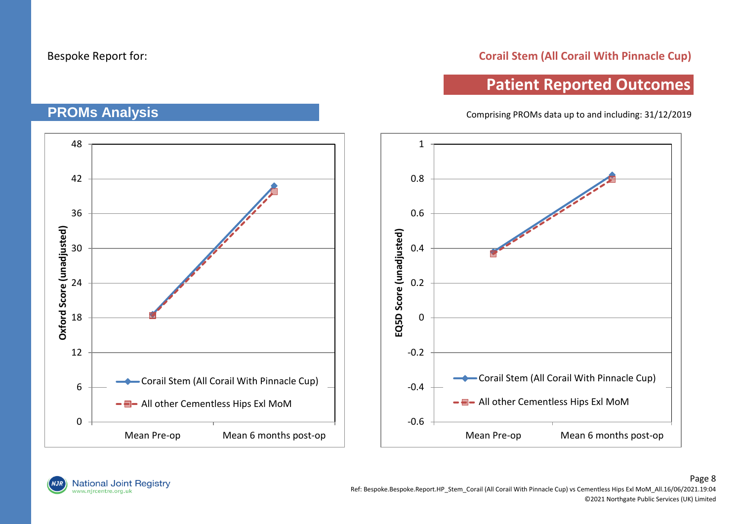Bespoke Report for: **Corail Stem (All Corail With Pinnacle Cup)**

## Patient Reported Outcomes

## PROMs Analysis

Comprising PROMs data up to and including: 31/12/2019

**Oxford Score (unadjusted)**

Y-axis: 0, 6, 12, 18, 24, 30, 36, 42, 48

X-axis: Mean Pre-op, Mean 6 months post-op

- Corail Stem (All Corail With Pinnacle Cup)
- All other Cementless Hips Exl MoM

**EQ5D Score (unadjusted)**

Y-axis: -0.6, -0.4, -0.2, 0, 0.2, 0.4, 0.6, 0.8, 1

X-axis: Mean Pre-op, Mean 6 months post-op

- Corail Stem (All Corail With Pinnacle Cup)
- All other Cementless Hips Exl MoM

National Joint Registry
www.njrcentre.org.uk

Ref: Bespoke.Bespoke.Report.HP_Stem_Corail (All Corail With Pinnacle Cup) vs Cementless Hips Exl MoM_All.16/06/2021.19:04
©2021 Northgate Public Services (UK) Limited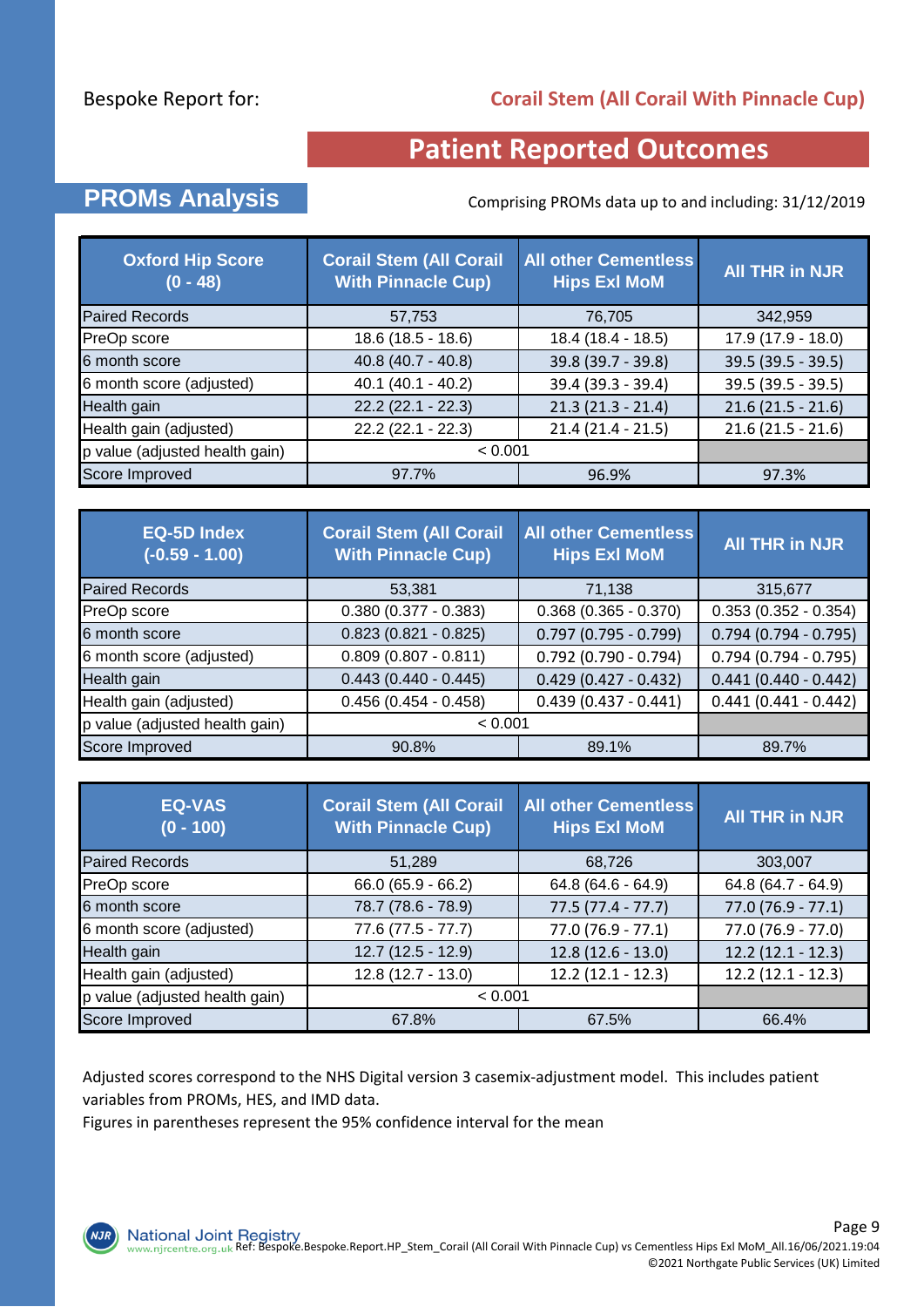Bespoke Report for: **Corail Stem (All Corail With Pinnacle Cup)**

# Patient Reported Outcomes

## PROMs Analysis

Comprising PROMs data up to and including: 31/12/2019

| Oxford Hip Score (0 - 48) | Corail Stem (All Corail With Pinnacle Cup) | All other Cementless Hips Exl MoM | All THR in NJR |
|---|---|---|---|
| Paired Records | 57,753 | 76,705 | 342,959 |
| PreOp score | 18.6 (18.5 - 18.6) | 18.4 (18.4 - 18.5) | 17.9 (17.9 - 18.0) |
| 6 month score | 40.8 (40.7 - 40.8) | 39.8 (39.7 - 39.8) | 39.5 (39.5 - 39.5) |
| 6 month score (adjusted) | 40.1 (40.1 - 40.2) | 39.4 (39.3 - 39.4) | 39.5 (39.5 - 39.5) |
| Health gain | 22.2 (22.1 - 22.3) | 21.3 (21.3 - 21.4) | 21.6 (21.5 - 21.6) |
| Health gain (adjusted) | 22.2 (22.1 - 22.3) | 21.4 (21.4 - 21.5) | 21.6 (21.5 - 21.6) |
| p value (adjusted health gain) | < 0.001 | | |
| Score Improved | 97.7% | 96.9% | 97.3% |

| EQ-5D Index (-0.59 - 1.00) | Corail Stem (All Corail With Pinnacle Cup) | All other Cementless Hips Exl MoM | All THR in NJR |
|---|---|---|---|
| Paired Records | 53,381 | 71,138 | 315,677 |
| PreOp score | 0.380 (0.377 - 0.383) | 0.368 (0.365 - 0.370) | 0.353 (0.352 - 0.354) |
| 6 month score | 0.823 (0.821 - 0.825) | 0.797 (0.795 - 0.799) | 0.794 (0.794 - 0.795) |
| 6 month score (adjusted) | 0.809 (0.807 - 0.811) | 0.792 (0.790 - 0.794) | 0.794 (0.794 - 0.795) |
| Health gain | 0.443 (0.440 - 0.445) | 0.429 (0.427 - 0.432) | 0.441 (0.440 - 0.442) |
| Health gain (adjusted) | 0.456 (0.454 - 0.458) | 0.439 (0.437 - 0.441) | 0.441 (0.441 - 0.442) |
| p value (adjusted health gain) | < 0.001 | | |
| Score Improved | 90.8% | 89.1% | 89.7% |

| EQ-VAS (0 - 100) | Corail Stem (All Corail With Pinnacle Cup) | All other Cementless Hips Exl MoM | All THR in NJR |
|---|---|---|---|
| Paired Records | 51,289 | 68,726 | 303,007 |
| PreOp score | 66.0 (65.9 - 66.2) | 64.8 (64.6 - 64.9) | 64.8 (64.7 - 64.9) |
| 6 month score | 78.7 (78.6 - 78.9) | 77.5 (77.4 - 77.7) | 77.0 (76.9 - 77.1) |
| 6 month score (adjusted) | 77.6 (77.5 - 77.7) | 77.0 (76.9 - 77.1) | 77.0 (76.9 - 77.0) |
| Health gain | 12.7 (12.5 - 12.9) | 12.8 (12.6 - 13.0) | 12.2 (12.1 - 12.3) |
| Health gain (adjusted) | 12.8 (12.7 - 13.0) | 12.2 (12.1 - 12.3) | 12.2 (12.1 - 12.3) |
| p value (adjusted health gain) | < 0.001 | | |
| Score Improved | 67.8% | 67.5% | 66.4% |

Adjusted scores correspond to the NHS Digital version 3 casemix-adjustment model. This includes patient variables from PROMs, HES, and IMD data.
Figures in parentheses represent the 95% confidence interval for the mean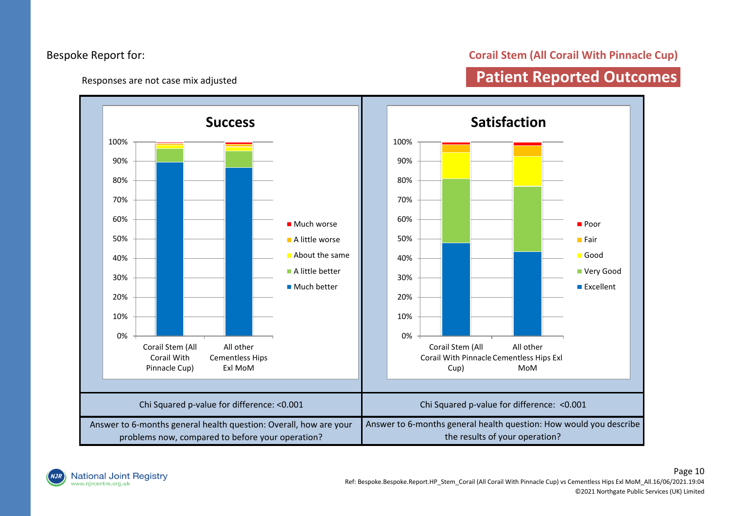Bespoke Report for:

**Corail Stem (All Corail With Pinnacle Cup)**

Responses are not case mix adjusted

## Patient Reported Outcomes

### Success

Legend: Much worse, A little worse, About the same, A little better, Much better

Categories: Corail Stem (All Corail With Pinnacle Cup); All other Cementless Hips Exl MoM

### Satisfaction

Legend: Poor, Fair, Good, Very Good, Excellent

Categories: Corail Stem (All Corail With Pinnacle Cup); All other Cementless Hips Exl MoM

| Success | Satisfaction |
|---|---|
| Chi Squared p-value for difference: <0.001 | Chi Squared p-value for difference: <0.001 |
| Answer to 6-months general health question: Overall, how are your problems now, compared to before your operation? | Answer to 6-months general health question: How would you describe the results of your operation? |

Ref: Bespoke.Bespoke.Report.HP_Stem_Corail (All Corail With Pinnacle Cup) vs Cementless Hips Exl MoM_All.16/06/2021.19:04

©2021 Northgate Public Services (UK) Limited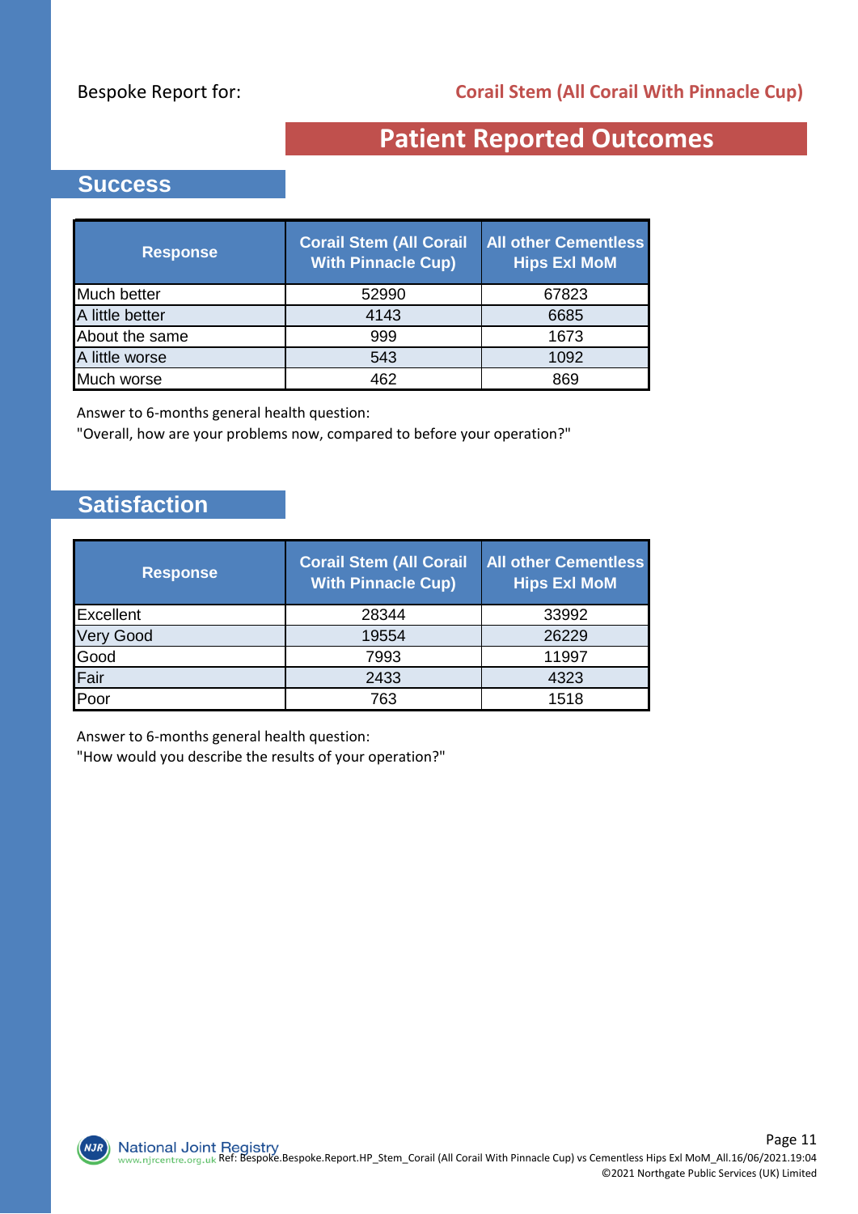Bespoke Report for: **Corail Stem (All Corail With Pinnacle Cup)**

# Patient Reported Outcomes

## Success

| Response | Corail Stem (All Corail With Pinnacle Cup) | All other Cementless Hips Exl MoM |
|---|---|---|
| Much better | 52990 | 67823 |
| A little better | 4143 | 6685 |
| About the same | 999 | 1673 |
| A little worse | 543 | 1092 |
| Much worse | 462 | 869 |

Answer to 6-months general health question:
"Overall, how are your problems now, compared to before your operation?"

## Satisfaction

| Response | Corail Stem (All Corail With Pinnacle Cup) | All other Cementless Hips Exl MoM |
|---|---|---|
| Excellent | 28344 | 33992 |
| Very Good | 19554 | 26229 |
| Good | 7993 | 11997 |
| Fair | 2433 | 4323 |
| Poor | 763 | 1518 |

Answer to 6-months general health question:
"How would you describe the results of your operation?"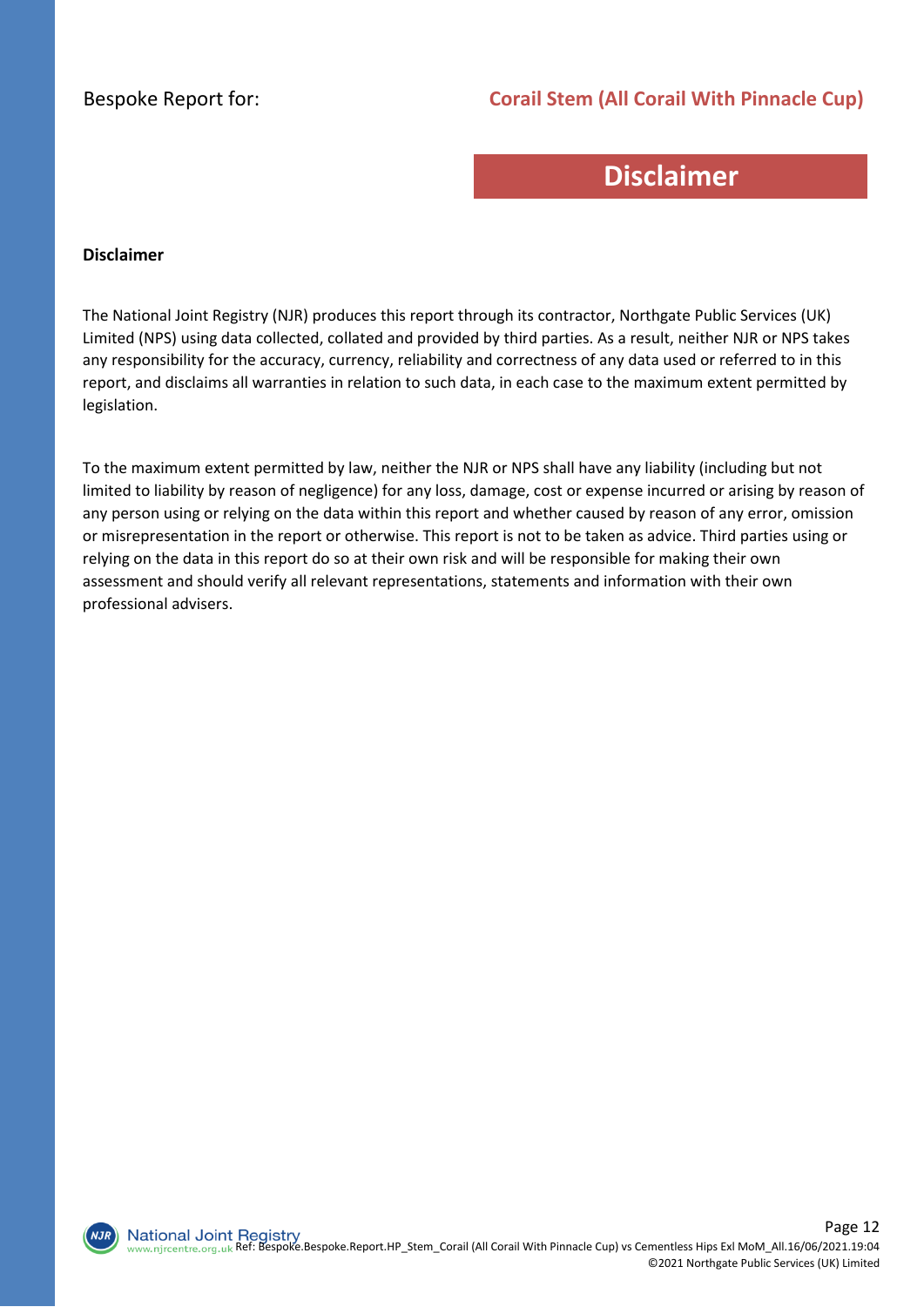# Disclaimer

**Disclaimer**

The National Joint Registry (NJR) produces this report through its contractor, Northgate Public Services (UK) Limited (NPS) using data collected, collated and provided by third parties. As a result, neither NJR or NPS takes any responsibility for the accuracy, currency, reliability and correctness of any data used or referred to in this report, and disclaims all warranties in relation to such data, in each case to the maximum extent permitted by legislation.

To the maximum extent permitted by law, neither the NJR or NPS shall have any liability (including but not limited to liability by reason of negligence) for any loss, damage, cost or expense incurred or arising by reason of any person using or relying on the data within this report and whether caused by reason of any error, omission or misrepresentation in the report or otherwise. This report is not to be taken as advice. Third parties using or relying on the data in this report do so at their own risk and will be responsible for making their own assessment and should verify all relevant representations, statements and information with their own professional advisers.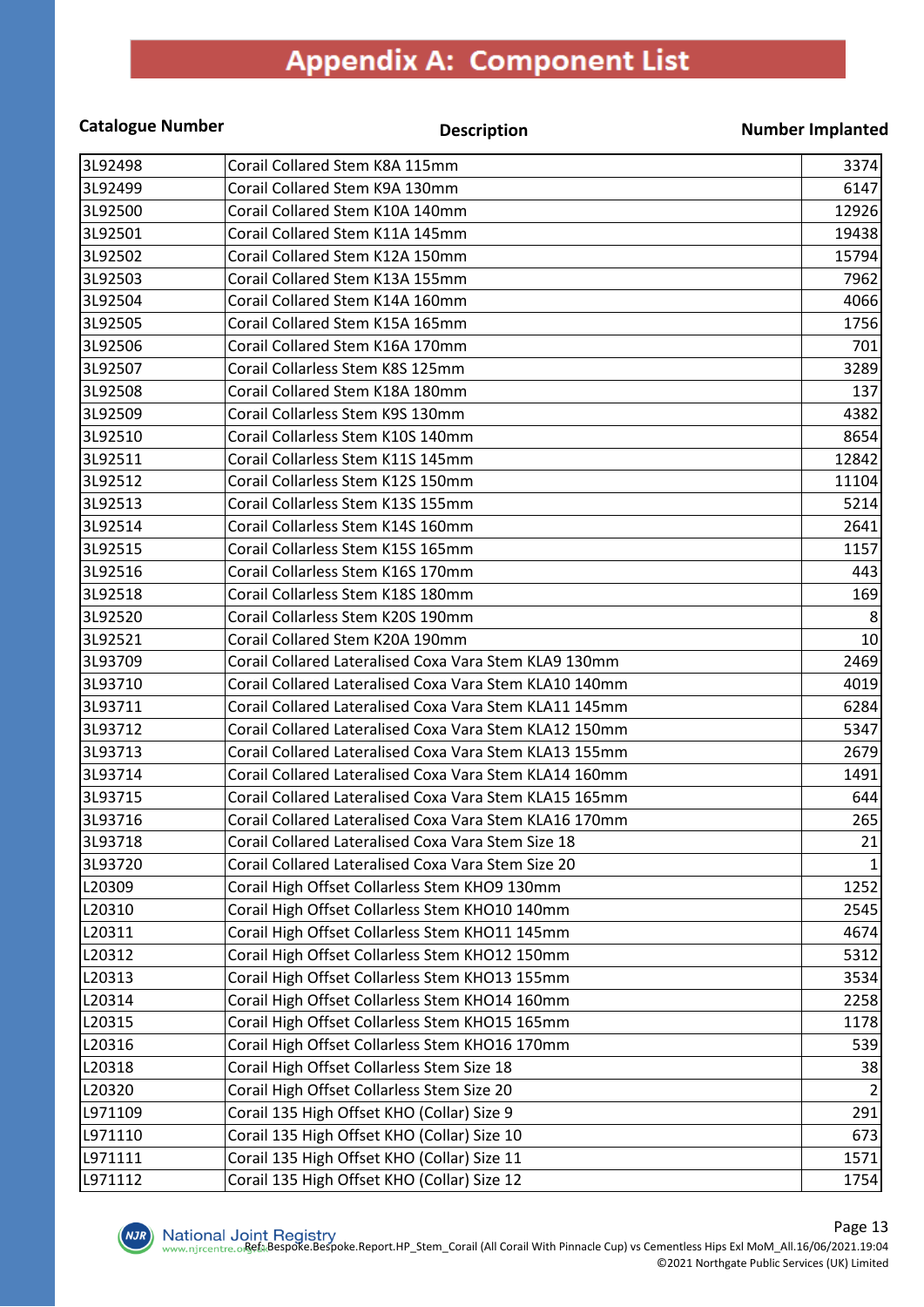# Appendix A: Component List

| Catalogue Number | Description | Number Implanted |
|---|---|---|
| 3L92498 | Corail Collared Stem K8A 115mm | 3374 |
| 3L92499 | Corail Collared Stem K9A 130mm | 6147 |
| 3L92500 | Corail Collared Stem K10A 140mm | 12926 |
| 3L92501 | Corail Collared Stem K11A 145mm | 19438 |
| 3L92502 | Corail Collared Stem K12A 150mm | 15794 |
| 3L92503 | Corail Collared Stem K13A 155mm | 7962 |
| 3L92504 | Corail Collared Stem K14A 160mm | 4066 |
| 3L92505 | Corail Collared Stem K15A 165mm | 1756 |
| 3L92506 | Corail Collared Stem K16A 170mm | 701 |
| 3L92507 | Corail Collarless Stem K8S 125mm | 3289 |
| 3L92508 | Corail Collared Stem K18A 180mm | 137 |
| 3L92509 | Corail Collarless Stem K9S 130mm | 4382 |
| 3L92510 | Corail Collarless Stem K10S 140mm | 8654 |
| 3L92511 | Corail Collarless Stem K11S 145mm | 12842 |
| 3L92512 | Corail Collarless Stem K12S 150mm | 11104 |
| 3L92513 | Corail Collarless Stem K13S 155mm | 5214 |
| 3L92514 | Corail Collarless Stem K14S 160mm | 2641 |
| 3L92515 | Corail Collarless Stem K15S 165mm | 1157 |
| 3L92516 | Corail Collarless Stem K16S 170mm | 443 |
| 3L92518 | Corail Collarless Stem K18S 180mm | 169 |
| 3L92520 | Corail Collarless Stem K20S 190mm | 8 |
| 3L92521 | Corail Collared Stem K20A 190mm | 10 |
| 3L93709 | Corail Collared Lateralised Coxa Vara Stem KLA9 130mm | 2469 |
| 3L93710 | Corail Collared Lateralised Coxa Vara Stem KLA10 140mm | 4019 |
| 3L93711 | Corail Collared Lateralised Coxa Vara Stem KLA11 145mm | 6284 |
| 3L93712 | Corail Collared Lateralised Coxa Vara Stem KLA12 150mm | 5347 |
| 3L93713 | Corail Collared Lateralised Coxa Vara Stem KLA13 155mm | 2679 |
| 3L93714 | Corail Collared Lateralised Coxa Vara Stem KLA14 160mm | 1491 |
| 3L93715 | Corail Collared Lateralised Coxa Vara Stem KLA15 165mm | 644 |
| 3L93716 | Corail Collared Lateralised Coxa Vara Stem KLA16 170mm | 265 |
| 3L93718 | Corail Collared Lateralised Coxa Vara Stem Size 18 | 21 |
| 3L93720 | Corail Collared Lateralised Coxa Vara Stem Size 20 | 1 |
| L20309 | Corail High Offset Collarless Stem KHO9 130mm | 1252 |
| L20310 | Corail High Offset Collarless Stem KHO10 140mm | 2545 |
| L20311 | Corail High Offset Collarless Stem KHO11 145mm | 4674 |
| L20312 | Corail High Offset Collarless Stem KHO12 150mm | 5312 |
| L20313 | Corail High Offset Collarless Stem KHO13 155mm | 3534 |
| L20314 | Corail High Offset Collarless Stem KHO14 160mm | 2258 |
| L20315 | Corail High Offset Collarless Stem KHO15 165mm | 1178 |
| L20316 | Corail High Offset Collarless Stem KHO16 170mm | 539 |
| L20318 | Corail High Offset Collarless Stem Size 18 | 38 |
| L20320 | Corail High Offset Collarless Stem Size 20 | 2 |
| L971109 | Corail 135 High Offset KHO (Collar) Size 9 | 291 |
| L971110 | Corail 135 High Offset KHO (Collar) Size 10 | 673 |
| L971111 | Corail 135 High Offset KHO (Collar) Size 11 | 1571 |
| L971112 | Corail 135 High Offset KHO (Collar) Size 12 | 1754 |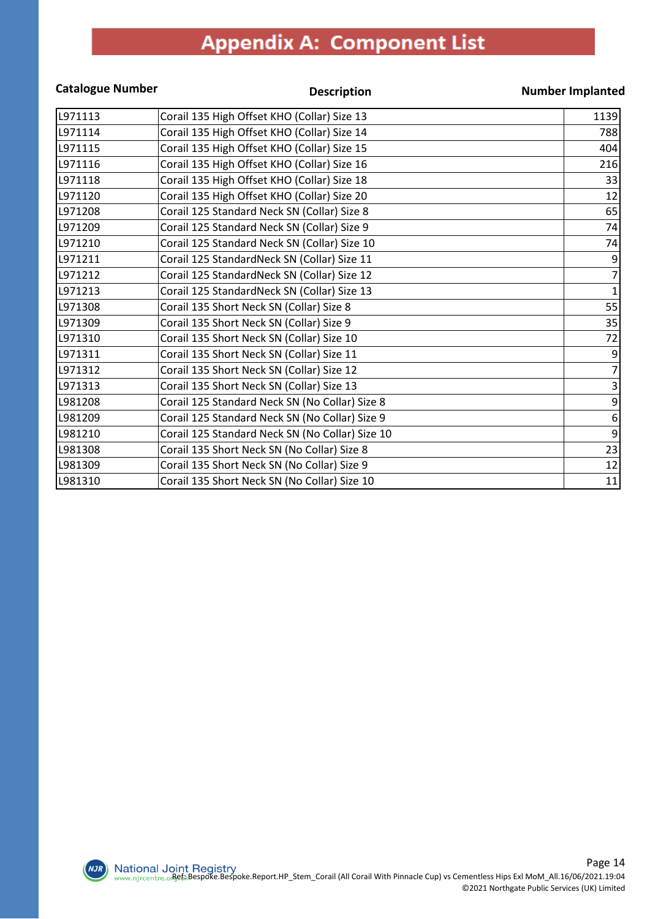# Appendix A: Component List

| Catalogue Number | Description | Number Implanted |
|---|---|---|
| L971113 | Corail 135 High Offset KHO (Collar) Size 13 | 1139 |
| L971114 | Corail 135 High Offset KHO (Collar) Size 14 | 788 |
| L971115 | Corail 135 High Offset KHO (Collar) Size 15 | 404 |
| L971116 | Corail 135 High Offset KHO (Collar) Size 16 | 216 |
| L971118 | Corail 135 High Offset KHO (Collar) Size 18 | 33 |
| L971120 | Corail 135 High Offset KHO (Collar) Size 20 | 12 |
| L971208 | Corail 125 Standard Neck SN (Collar) Size 8 | 65 |
| L971209 | Corail 125 Standard Neck SN (Collar) Size 9 | 74 |
| L971210 | Corail 125 Standard Neck SN (Collar) Size 10 | 74 |
| L971211 | Corail 125 StandardNeck SN (Collar) Size 11 | 9 |
| L971212 | Corail 125 StandardNeck SN (Collar) Size 12 | 7 |
| L971213 | Corail 125 StandardNeck SN (Collar) Size 13 | 1 |
| L971308 | Corail 135 Short Neck SN (Collar) Size 8 | 55 |
| L971309 | Corail 135 Short Neck SN (Collar) Size 9 | 35 |
| L971310 | Corail 135 Short Neck SN (Collar) Size 10 | 72 |
| L971311 | Corail 135 Short Neck SN (Collar) Size 11 | 9 |
| L971312 | Corail 135 Short Neck SN (Collar) Size 12 | 7 |
| L971313 | Corail 135 Short Neck SN (Collar) Size 13 | 3 |
| L981208 | Corail 125 Standard Neck SN (No Collar) Size 8 | 9 |
| L981209 | Corail 125 Standard Neck SN (No Collar) Size 9 | 6 |
| L981210 | Corail 125 Standard Neck SN (No Collar) Size 10 | 9 |
| L981308 | Corail 135 Short Neck SN (No Collar) Size 8 | 23 |
| L981309 | Corail 135 Short Neck SN (No Collar) Size 9 | 12 |
| L981310 | Corail 135 Short Neck SN (No Collar) Size 10 | 11 |